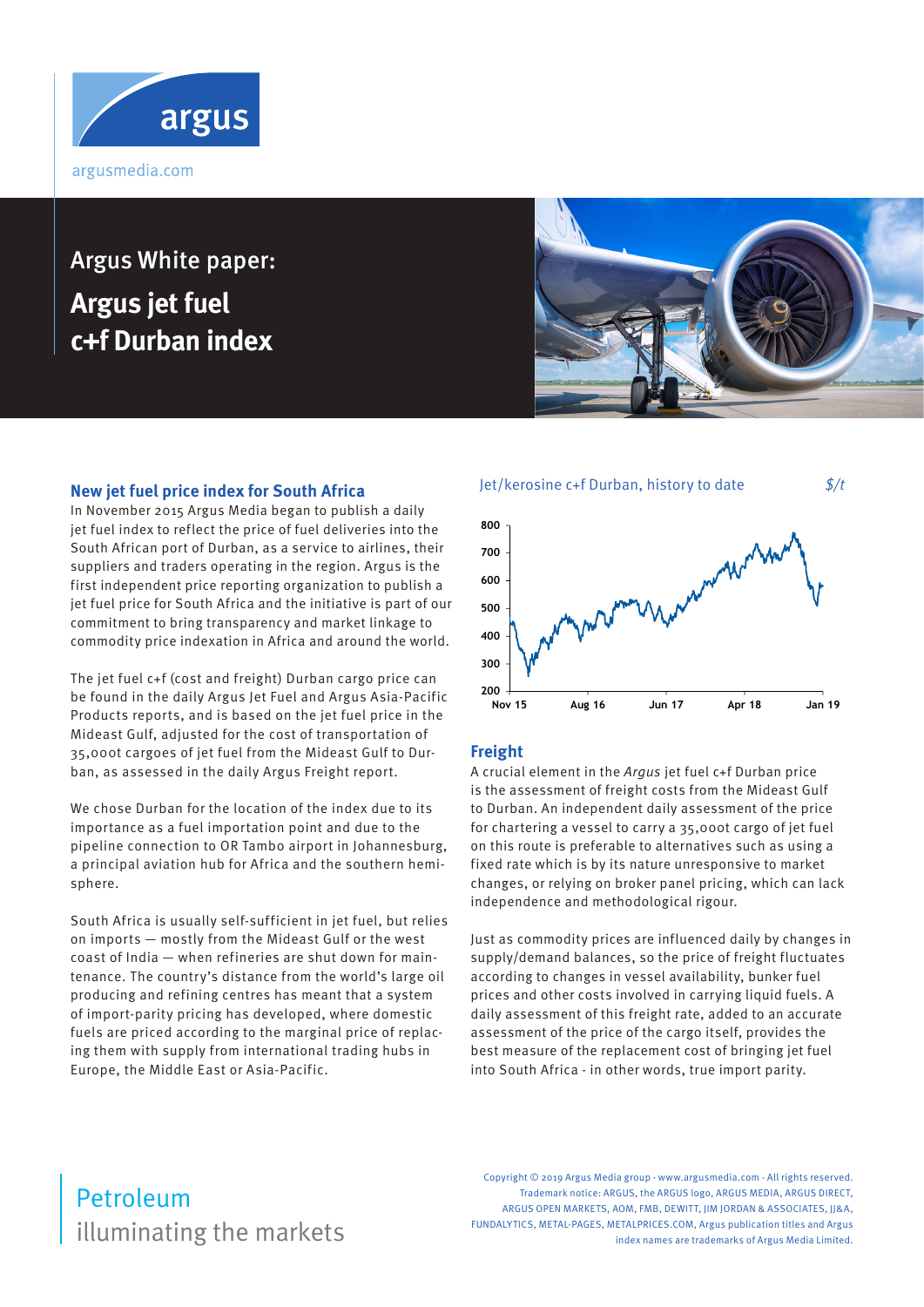argus

argusmedia.com

# Argus White paper:
# Argus jet fuel c+f Durban index

## New jet fuel price index for South Africa

In November 2015 Argus Media began to publish a daily jet fuel index to reflect the price of fuel deliveries into the South African port of Durban, as a service to airlines, their suppliers and traders operating in the region. Argus is the first independent price reporting organization to publish a jet fuel price for South Africa and the initiative is part of our commitment to bring transparency and market linkage to commodity price indexation in Africa and around the world.

The jet fuel c+f (cost and freight) Durban cargo price can be found in the daily Argus Jet Fuel and Argus Asia-Pacific Products reports, and is based on the jet fuel price in the Mideast Gulf, adjusted for the cost of transportation of 35,000t cargoes of jet fuel from the Mideast Gulf to Durban, as assessed in the daily Argus Freight report.

We chose Durban for the location of the index due to its importance as a fuel importation point and due to the pipeline connection to OR Tambo airport in Johannesburg, a principal aviation hub for Africa and the southern hemisphere.

South Africa is usually self-sufficient in jet fuel, but relies on imports — mostly from the Mideast Gulf or the west coast of India — when refineries are shut down for maintenance. The country's distance from the world's large oil producing and refining centres has meant that a system of import-parity pricing has developed, where domestic fuels are priced according to the marginal price of replacing them with supply from international trading hubs in Europe, the Middle East or Asia-Pacific.

Jet/kerosine c+f Durban, history to date — $/t

## Freight

A crucial element in the *Argus* jet fuel c+f Durban price is the assessment of freight costs from the Mideast Gulf to Durban. An independent daily assessment of the price for chartering a vessel to carry a 35,000t cargo of jet fuel on this route is preferable to alternatives such as using a fixed rate which is by its nature unresponsive to market changes, or relying on broker panel pricing, which can lack independence and methodological rigour.

Just as commodity prices are influenced daily by changes in supply/demand balances, so the price of freight fluctuates according to changes in vessel availability, bunker fuel prices and other costs involved in carrying liquid fuels. A daily assessment of this freight rate, added to an accurate assessment of the price of the cargo itself, provides the best measure of the replacement cost of bringing jet fuel into South Africa - in other words, true import parity.

Petroleum
illuminating the markets

Copyright © 2019 Argus Media group - www.argusmedia.com - All rights reserved. Trademark notice: ARGUS, the ARGUS logo, ARGUS MEDIA, ARGUS DIRECT, ARGUS OPEN MARKETS, AOM, FMB, DEWITT, JIM JORDAN & ASSOCIATES, JJ&A, FUNDALYTICS, METAL-PAGES, METALPRICES.COM, Argus publication titles and Argus index names are trademarks of Argus Media Limited.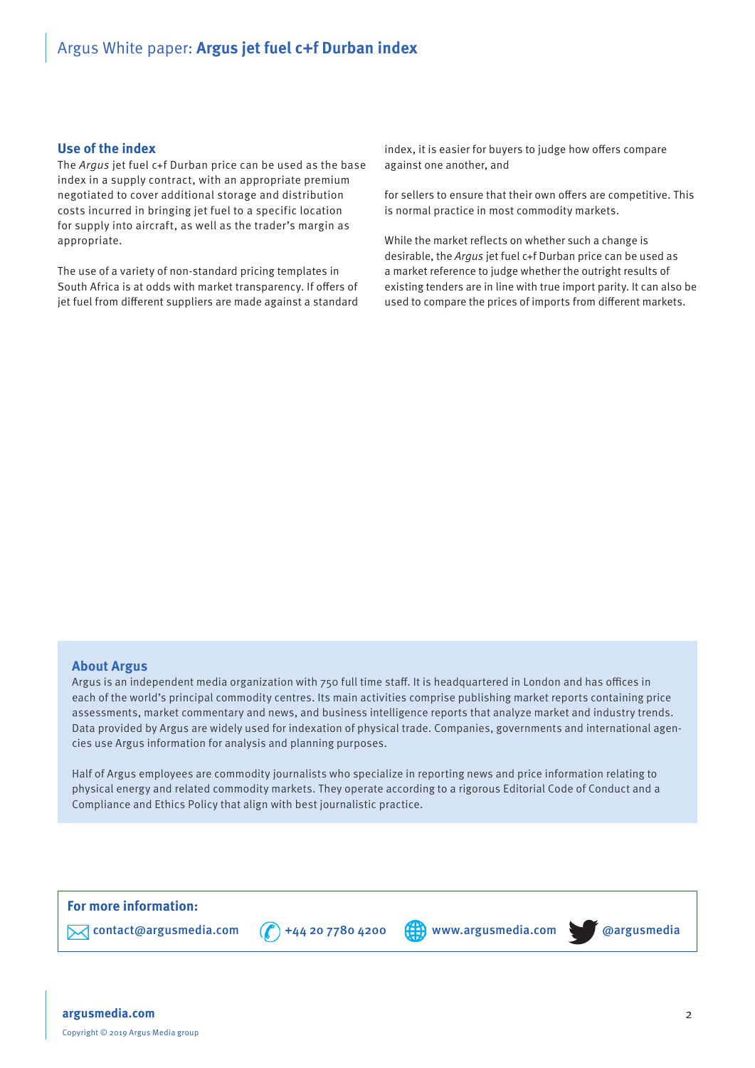## Use of the index

The *Argus* jet fuel c+f Durban price can be used as the base index in a supply contract, with an appropriate premium negotiated to cover additional storage and distribution costs incurred in bringing jet fuel to a specific location for supply into aircraft, as well as the trader's margin as appropriate.

The use of a variety of non-standard pricing templates in South Africa is at odds with market transparency. If offers of jet fuel from different suppliers are made against a standard index, it is easier for buyers to judge how offers compare against one another, and

for sellers to ensure that their own offers are competitive. This is normal practice in most commodity markets.

While the market reflects on whether such a change is desirable, the *Argus* jet fuel c+f Durban price can be used as a market reference to judge whether the outright results of existing tenders are in line with true import parity. It can also be used to compare the prices of imports from different markets.

## About Argus

Argus is an independent media organization with 750 full time staff. It is headquartered in London and has offices in each of the world's principal commodity centres. Its main activities comprise publishing market reports containing price assessments, market commentary and news, and business intelligence reports that analyze market and industry trends. Data provided by Argus are widely used for indexation of physical trade. Companies, governments and international agencies use Argus information for analysis and planning purposes.

Half of Argus employees are commodity journalists who specialize in reporting news and price information relating to physical energy and related commodity markets. They operate according to a rigorous Editorial Code of Conduct and a Compliance and Ethics Policy that align with best journalistic practice.

**For more information:**

contact@argusmedia.com | +44 20 7780 4200 | www.argusmedia.com | @argusmedia

**argusmedia.com**

Copyright © 2019 Argus Media group